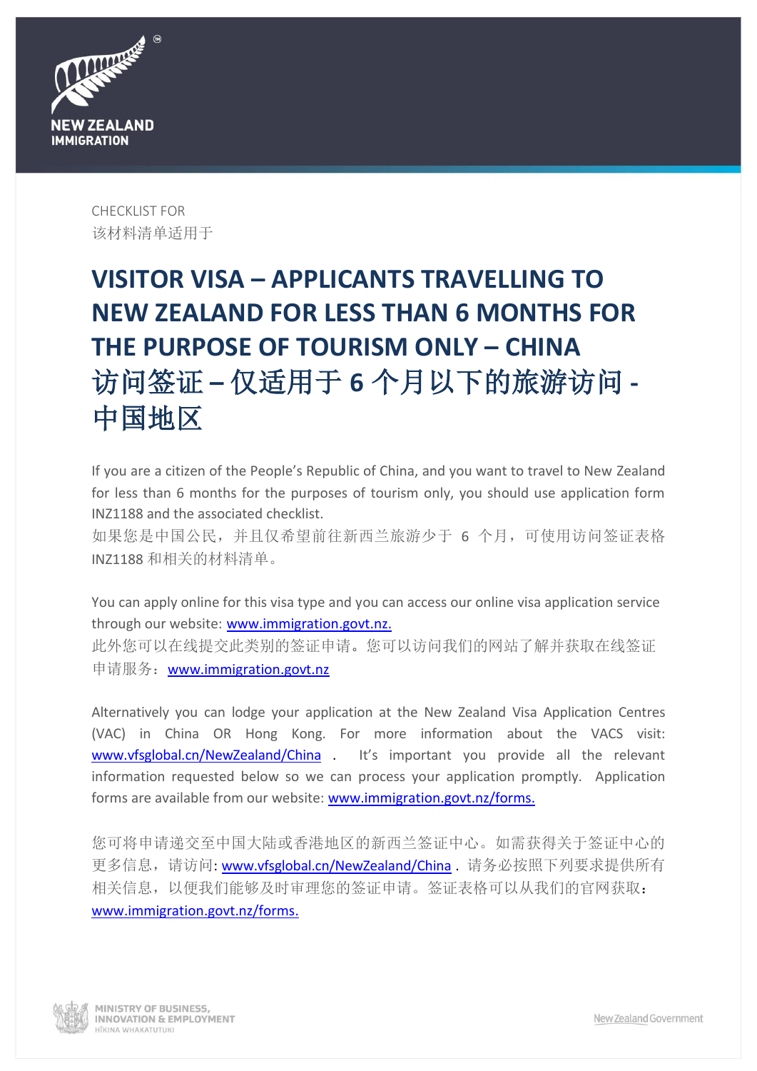NEW ZEALAND IMMIGRATION

CHECKLIST FOR
该材料清单适用于

# VISITOR VISA – APPLICANTS TRAVELLING TO NEW ZEALAND FOR LESS THAN 6 MONTHS FOR THE PURPOSE OF TOURISM ONLY – CHINA
# 访问签证 – 仅适用于 6 个月以下的旅游访问 - 中国地区

If you are a citizen of the People's Republic of China, and you want to travel to New Zealand for less than 6 months for the purposes of tourism only, you should use application form INZ1188 and the associated checklist.
如果您是中国公民，并且仅希望前往新西兰旅游少于 6 个月，可使用访问签证表格 INZ1188 和相关的材料清单。

You can apply online for this visa type and you can access our online visa application service through our website: www.immigration.govt.nz.
此外您可以在线提交此类别的签证申请。您可以访问我们的网站了解并获取在线签证申请服务：www.immigration.govt.nz

Alternatively you can lodge your application at the New Zealand Visa Application Centres (VAC) in China OR Hong Kong. For more information about the VACS visit: www.vfsglobal.cn/NewZealand/China . It's important you provide all the relevant information requested below so we can process your application promptly. Application forms are available from our website: www.immigration.govt.nz/forms.

您可将申请递交至中国大陆或香港地区的新西兰签证中心。如需获得关于签证中心的更多信息，请访问: www.vfsglobal.cn/NewZealand/China . 请务必按照下列要求提供所有相关信息，以便我们能够及时审理您的签证申请。签证表格可以从我们的官网获取：www.immigration.govt.nz/forms.

MINISTRY OF BUSINESS, INNOVATION & EMPLOYMENT
HĪKINA WHAKATUTUKI

New Zealand Government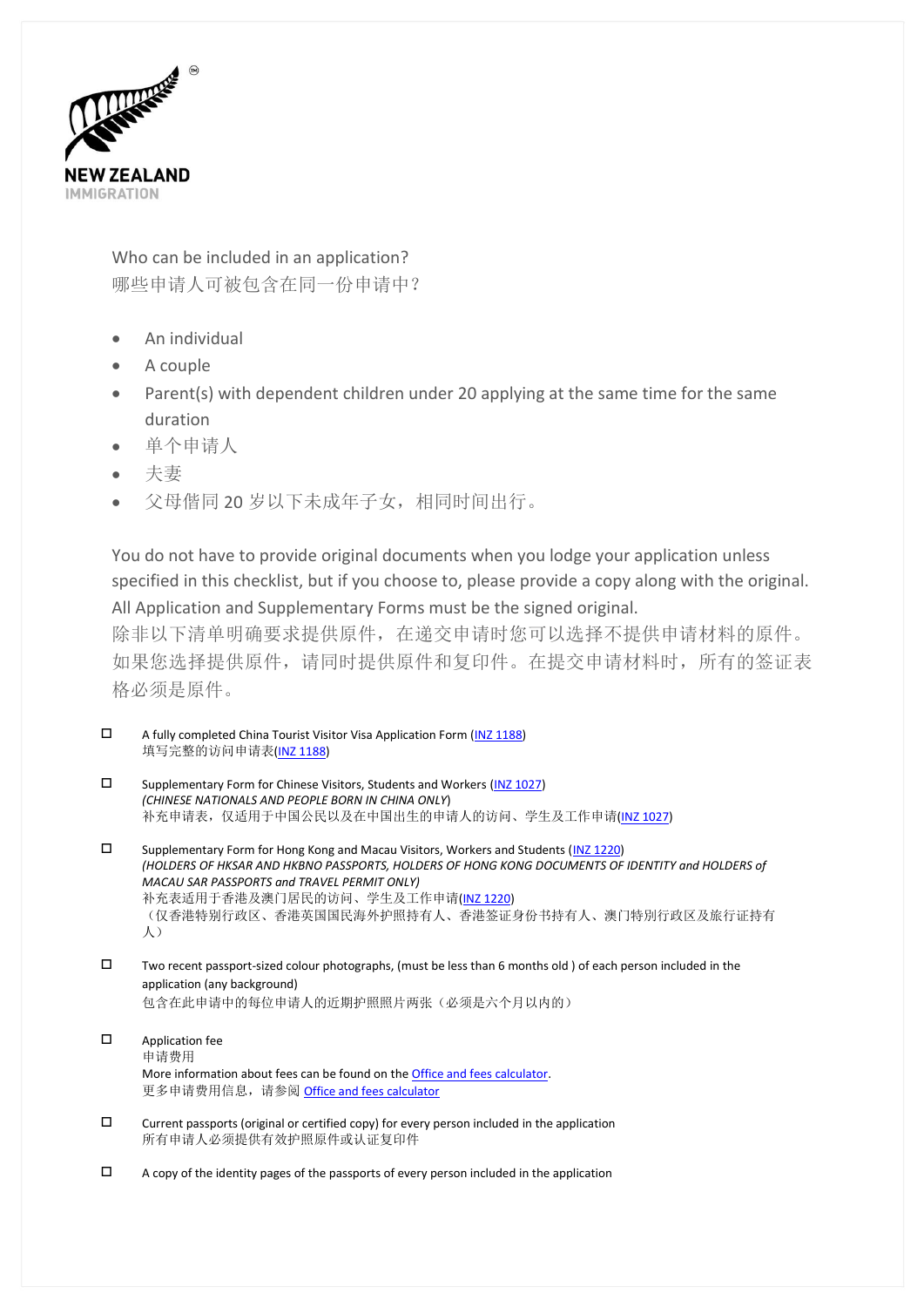Who can be included in an application?
哪些申请人可被包含在同一份申请中?

- An individual
- A couple
- Parent(s) with dependent children under 20 applying at the same time for the same duration
- 单个申请人
- 夫妻
- 父母偕同 20 岁以下未成年子女，相同时间出行。

You do not have to provide original documents when you lodge your application unless specified in this checklist, but if you choose to, please provide a copy along with the original. All Application and Supplementary Forms must be the signed original.
除非以下清单明确要求提供原件，在递交申请时您可以选择不提供申请材料的原件。如果您选择提供原件，请同时提供原件和复印件。在提交申请材料时，所有的签证表格必须是原件。

- ☐ A fully completed China Tourist Visitor Visa Application Form (INZ 1188)
  填写完整的访问申请表(INZ 1188)

- ☐ Supplementary Form for Chinese Visitors, Students and Workers (INZ 1027)
  *(CHINESE NATIONALS AND PEOPLE BORN IN CHINA ONLY)*
  补充申请表，仅适用于中国公民以及在中国出生的申请人的访问、学生及工作申请(INZ 1027)

- ☐ Supplementary Form for Hong Kong and Macau Visitors, Workers and Students (INZ 1220)
  *(HOLDERS OF HKSAR AND HKBNO PASSPORTS, HOLDERS OF HONG KONG DOCUMENTS OF IDENTITY and HOLDERS of MACAU SAR PASSPORTS and TRAVEL PERMIT ONLY)*
  补充表适用于香港及澳门居民的访问、学生及工作申请(INZ 1220)
  （仅香港特别行政区、香港英国国民海外护照持有人、香港签证身份书持有人、澳门特别行政区及旅行证持有人）

- ☐ Two recent passport-sized colour photographs, (must be less than 6 months old ) of each person included in the application (any background)
  包含在此申请中的每位申请人的近期护照照片两张（必须是六个月以内的）

- ☐ Application fee
  申请费用
  More information about fees can be found on the Office and fees calculator.
  更多申请费用信息，请参阅 Office and fees calculator

- ☐ Current passports (original or certified copy) for every person included in the application
  所有申请人必须提供有效护照原件或认证复印件

- ☐ A copy of the identity pages of the passports of every person included in the application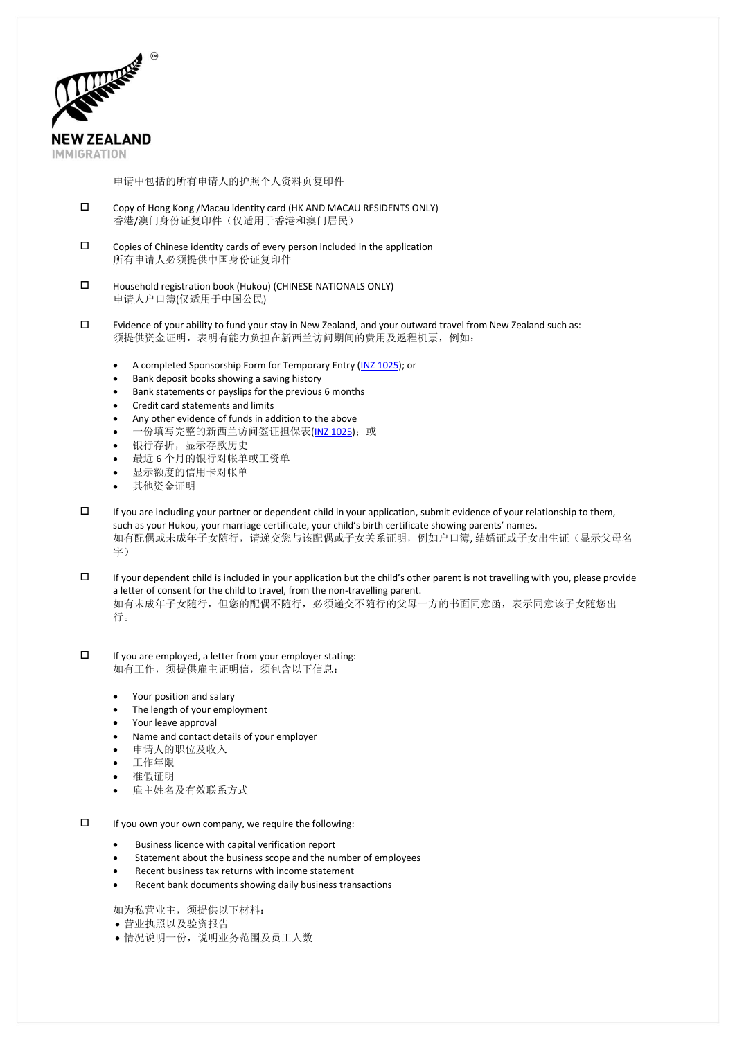申请中包括的所有申请人的护照个人资料页复印件

- ☐ Copy of Hong Kong /Macau identity card (HK AND MACAU RESIDENTS ONLY)
香港/澳门身份证复印件（仅适用于香港和澳门居民）

- ☐ Copies of Chinese identity cards of every person included in the application
所有申请人必须提供中国身份证复印件

- ☐ Household registration book (Hukou) (CHINESE NATIONALS ONLY)
申请人户口簿(仅适用于中国公民)

- ☐ Evidence of your ability to fund your stay in New Zealand, and your outward travel from New Zealand such as:
须提供资金证明，表明有能力负担在新西兰访问期间的费用及返程机票，例如：

    - A completed Sponsorship Form for Temporary Entry (INZ 1025); or
    - Bank deposit books showing a saving history
    - Bank statements or payslips for the previous 6 months
    - Credit card statements and limits
    - Any other evidence of funds in addition to the above
    - 一份填写完整的新西兰访问签证担保表(INZ 1025)；或
    - 银行存折，显示存款历史
    - 最近 6 个月的银行对帐单或工资单
    - 显示额度的信用卡对帐单
    - 其他资金证明

- ☐ If you are including your partner or dependent child in your application, submit evidence of your relationship to them, such as your Hukou, your marriage certificate, your child's birth certificate showing parents' names.
如有配偶或未成年子女随行，请递交您与该配偶或子女关系证明，例如户口簿, 结婚证或子女出生证（显示父母名字）

- ☐ If your dependent child is included in your application but the child's other parent is not travelling with you, please provide a letter of consent for the child to travel, from the non-travelling parent.
如有未成年子女随行，但您的配偶不随行，必须递交不随行的父母一方的书面同意函，表示同意该子女随您出行。

- ☐ If you are employed, a letter from your employer stating:
如有工作，须提供雇主证明信，须包含以下信息：

    - Your position and salary
    - The length of your employment
    - Your leave approval
    - Name and contact details of your employer
    - 申请人的职位及收入
    - 工作年限
    - 准假证明
    - 雇主姓名及有效联系方式

- ☐ If you own your own company, we require the following:

    - Business licence with capital verification report
    - Statement about the business scope and the number of employees
    - Recent business tax returns with income statement
    - Recent bank documents showing daily business transactions

    如为私营业主，须提供以下材料：
    - 营业执照以及验资报告
    - 情况说明一份，说明业务范围及员工人数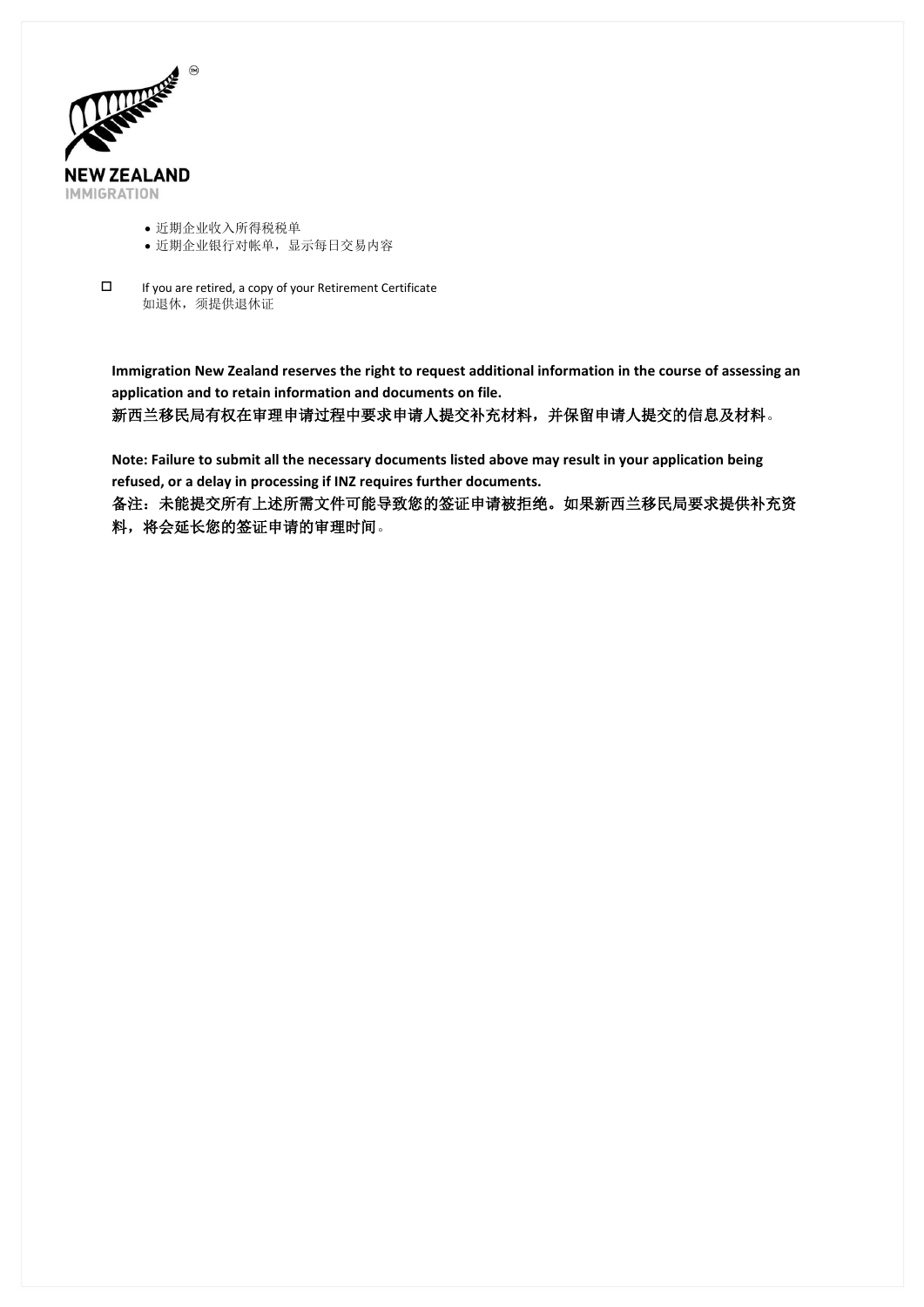- 近期企业收入所得税税单
- 近期企业银行对帐单，显示每日交易内容

- ☐ If you are retired, a copy of your Retirement Certificate
  如退休，须提供退休证

**Immigration New Zealand reserves the right to request additional information in the course of assessing an application and to retain information and documents on file.**
**新西兰移民局有权在审理申请过程中要求申请人提交补充材料，并保留申请人提交的信息及材料**。

**Note: Failure to submit all the necessary documents listed above may result in your application being refused, or a delay in processing if INZ requires further documents.**
**备注：未能提交所有上述所需文件可能导致您的签证申请被拒绝。如果新西兰移民局要求提供补充资料，将会延长您的签证申请的审理时间**。